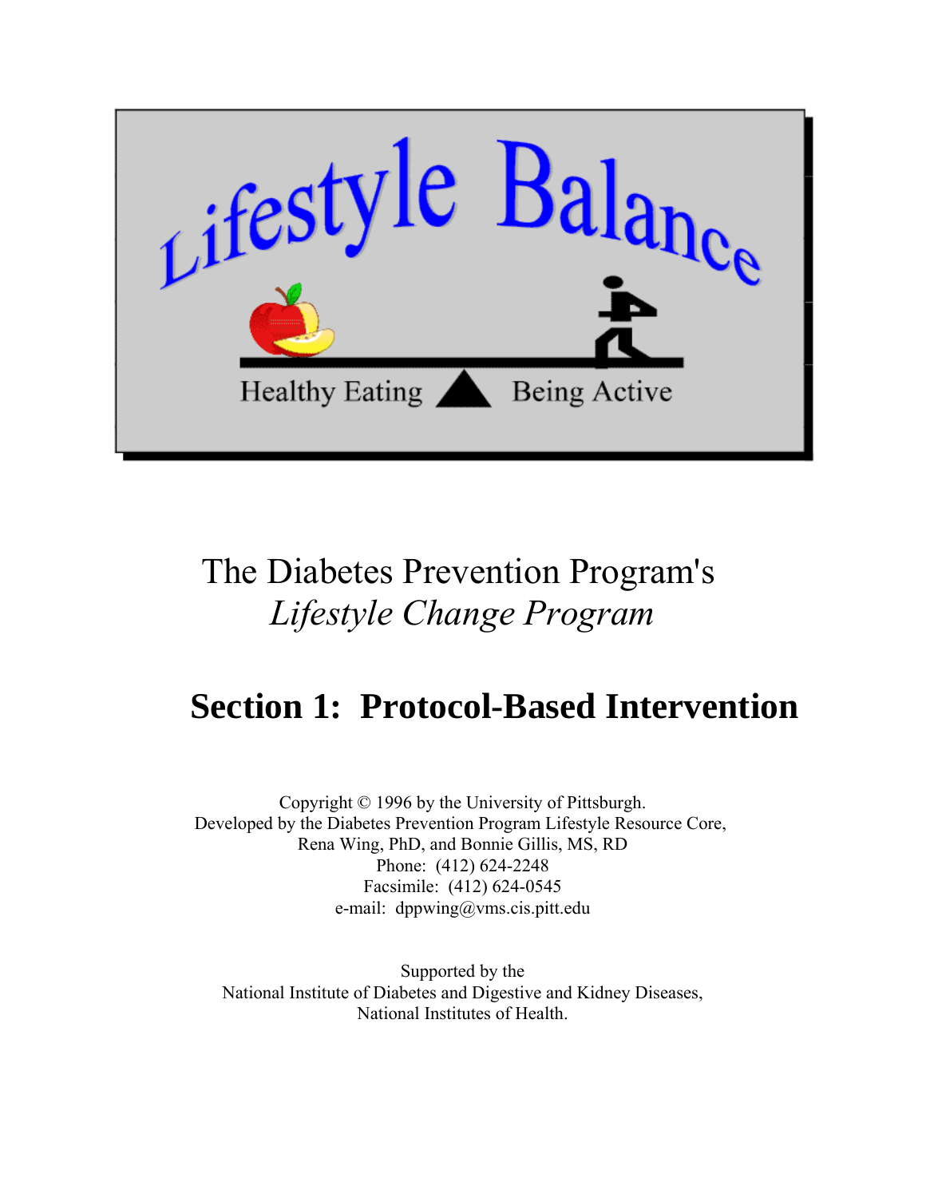Lifestyle Balance

Healthy Eating

Being Active

The Diabetes Prevention Program's

*Lifestyle Change Program*

# Section 1: Protocol-Based Intervention

Copyright © 1996 by the University of Pittsburgh.
Developed by the Diabetes Prevention Program Lifestyle Resource Core,
Rena Wing, PhD, and Bonnie Gillis, MS, RD
Phone: (412) 624-2248
Facsimile: (412) 624-0545
e-mail: dppwing@vms.cis.pitt.edu

Supported by the
National Institute of Diabetes and Digestive and Kidney Diseases,
National Institutes of Health.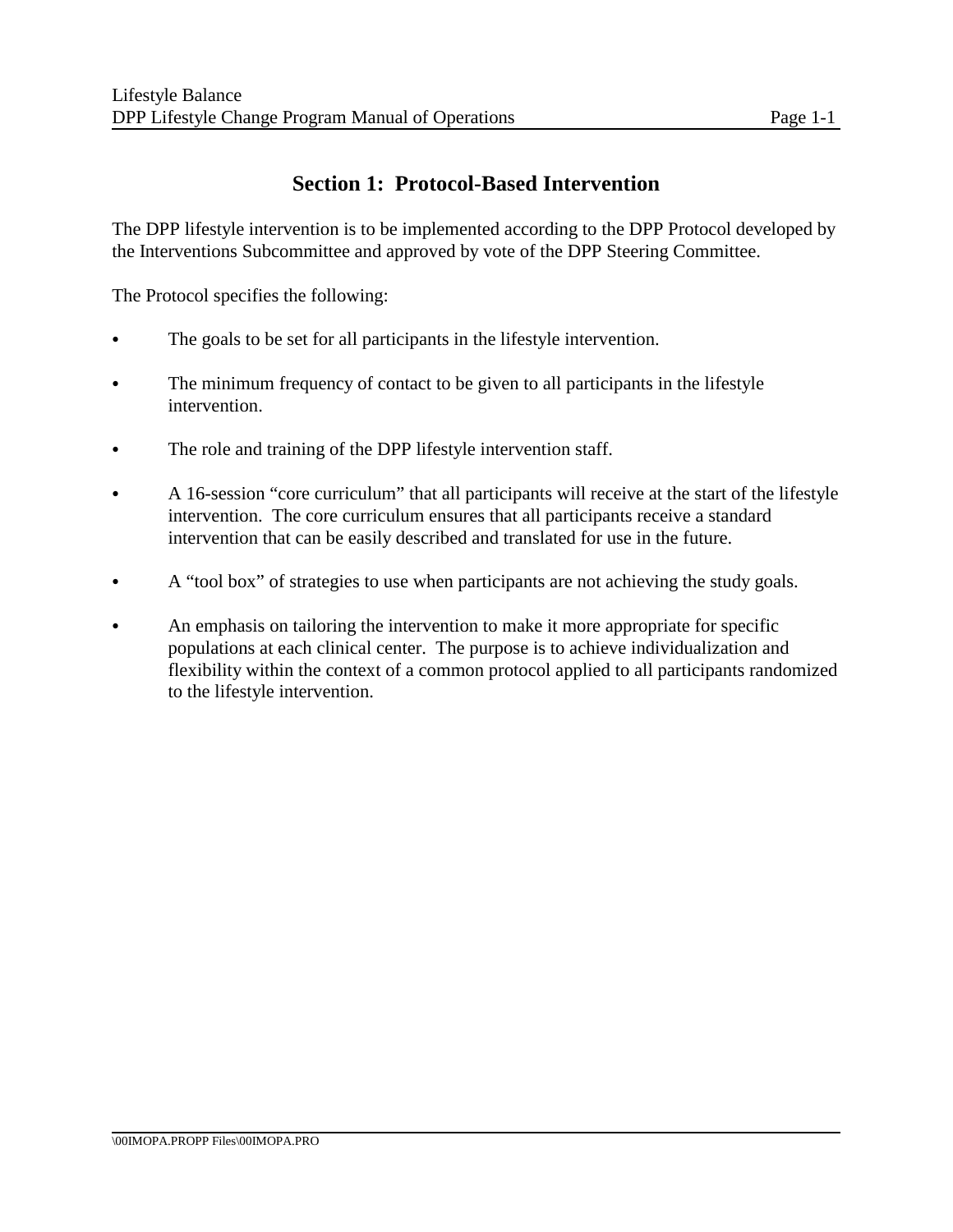# Section 1: Protocol-Based Intervention

The DPP lifestyle intervention is to be implemented according to the DPP Protocol developed by the Interventions Subcommittee and approved by vote of the DPP Steering Committee.

The Protocol specifies the following:

- The goals to be set for all participants in the lifestyle intervention.
- The minimum frequency of contact to be given to all participants in the lifestyle intervention.
- The role and training of the DPP lifestyle intervention staff.
- A 16-session "core curriculum" that all participants will receive at the start of the lifestyle intervention. The core curriculum ensures that all participants receive a standard intervention that can be easily described and translated for use in the future.
- A "tool box" of strategies to use when participants are not achieving the study goals.
- An emphasis on tailoring the intervention to make it more appropriate for specific populations at each clinical center. The purpose is to achieve individualization and flexibility within the context of a common protocol applied to all participants randomized to the lifestyle intervention.